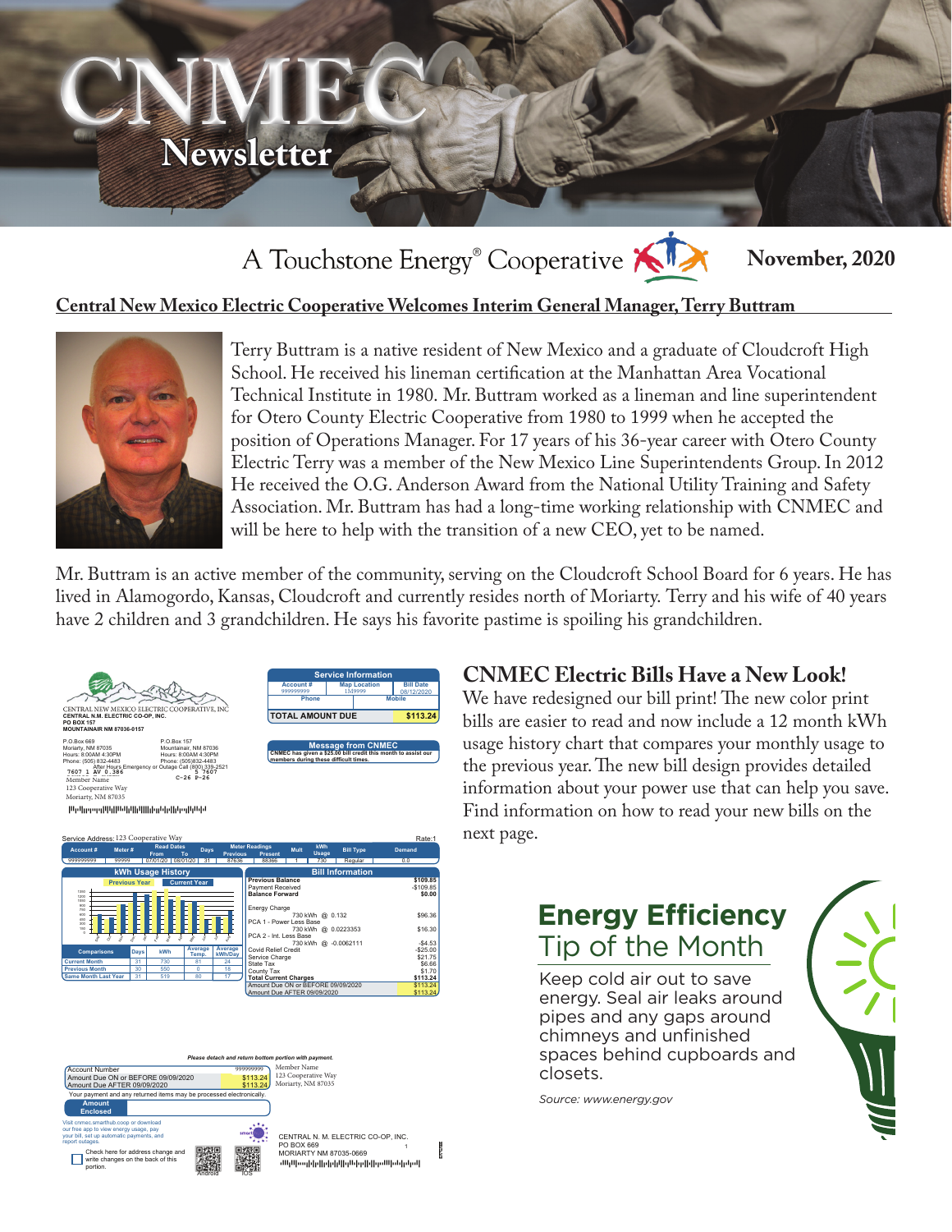# CNMEC Newsletter

A Touchstone Energy® Cooperative

**November, 2020**

## Central New Mexico Electric Cooperative Welcomes Interim General Manager, Terry Buttram

Terry Buttram is a native resident of New Mexico and a graduate of Cloudcroft High School. He received his lineman certification at the Manhattan Area Vocational Technical Institute in 1980. Mr. Buttram worked as a lineman and line superintendent for Otero County Electric Cooperative from 1980 to 1999 when he accepted the position of Operations Manager. For 17 years of his 36-year career with Otero County Electric Terry was a member of the New Mexico Line Superintendents Group. In 2012 He received the O.G. Anderson Award from the National Utility Training and Safety Association. Mr. Buttram has had a long-time working relationship with CNMEC and will be here to help with the transition of a new CEO, yet to be named.

Mr. Buttram is an active member of the community, serving on the Cloudcroft School Board for 6 years. He has lived in Alamogordo, Kansas, Cloudcroft and currently resides north of Moriarty. Terry and his wife of 40 years have 2 children and 3 grandchildren. He says his favorite pastime is spoiling his grandchildren.

CENTRAL NEW MEXICO ELECTRIC COOPERATIVE, INC
CENTRAL N.M. ELECTRIC CO-OP, INC.
PO BOX 157
MOUNTAINAIR NM 87036-0157

P.O.Box 669
Moriarty, NM 87035
Hours: 8:00AM 4:30PM
Phone: (505) 832-4483

P.O.Box 157
Mountainair, NM 87036
Hours: 8:00AM 4:30PM
Phone: (505)832-4483

After Hours Emergency or Outage Call (800) 339-2521

7607 1 AV 0.386 5 7607 C-26 P-26
Member Name
123 Cooperative Way
Moriarty, NM 87035

| Service Information | | |
|---|---|---|
| Account # | Map Location | Bill Date |
| 999999999 | 15I9999 | 08/12/2020 |
| Phone | | Mobile |
| TOTAL AMOUNT DUE | | $113.24 |

**Message from CNMEC**
CNMEC has given a $25.00 bill credit this month to assist our members during these difficult times.

Service Address: 123 Cooperative Way — Rate:1

| Account # | Meter # | Read Dates From | Read Dates To | Days | Meter Readings Previous | Meter Readings Present | Mult | kWh Usage | Bill Type | Demand |
|---|---|---|---|---|---|---|---|---|---|---|
| 999999999 | 99999 | 07/01/20 | 08/01/20 | 31 | 37636 | 38365 | 1 | 730 | Regular | 0.0 |

**kWh Usage History** (Previous Year / Current Year)

| Comparisons | Days | kWh | Average Temp. | Average kWh/Day |
|---|---|---|---|---|
| Current Month | 31 | 730 | 81 | 24 |
| Previous Month | 30 | 550 | 0 | 18 |
| Same Month Last Year | 31 | 519 | 80 | 17 |

**Bill Information**

| | |
|---|---|
| Previous Balance | $109.85 |
| Payment Received | -$109.85 |
| Balance Forward | $0.00 |
| Energy Charge 730 kWh @ 0.132 | $96.36 |
| PCA 1 - Power Less Base 730 kWh @ 0.0223353 | $16.30 |
| PCA 2 - Int. Less Base 730 kWh @ -0.0062111 | -$4.53 |
| Covid Relief Credit | -$25.00 |
| Service Charge | $21.75 |
| State Tax | $6.66 |
| County Tax | $1.70 |
| Total Current Charges | $113.24 |
| Amount Due ON or BEFORE 09/09/2020 | $113.24 |
| Amount Due AFTER 09/09/2020 | $113.24 |

*Please detach and return bottom portion with payment.*

| | |
|---|---|
| Account Number | 999999999 |
| Amount Due ON or BEFORE 09/09/2020 | $113.24 |
| Amount Due AFTER 09/09/2020 | $113.24 |

Member Name
123 Cooperative Way
Moriarty, NM 87035

Your payment and any returned items may be processed electronically.

**Amount Enclosed**

Visit cnmec.smarthub.coop or download our free app to view energy usage, pay your bill, set up automatic payments, and report outages.

Check here for address change and write changes on the back of this portion.

Android — IOS

CENTRAL N. M. ELECTRIC CO-OP, INC.
PO BOX 669
MORIARTY NM 87035-0669

## CNMEC Electric Bills Have a New Look!

We have redesigned our bill print! The new color print bills are easier to read and now include a 12 month kWh usage history chart that compares your monthly usage to the previous year. The new bill design provides detailed information about your power use that can help you save. Find information on how to read your new bills on the next page.

## Energy Efficiency Tip of the Month

Keep cold air out to save energy. Seal air leaks around pipes and any gaps around chimneys and unfinished spaces behind cupboards and closets.

*Source: www.energy.gov*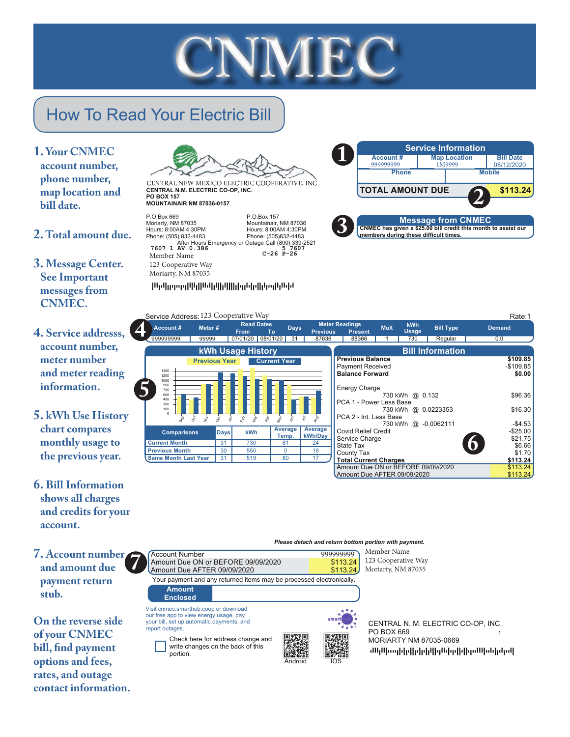# CNMEC

## How To Read Your Electric Bill

**1. Your CNMEC account number, phone number, map location and bill date.**

**2. Total amount due.**

**3. Message Center. See Important messages from CNMEC.**

**4. Service addresss, account number, meter number and meter reading information.**

**5. kWh Use History chart compares monthly usage to the previous year.**

**6. Bill Information shows all charges and credits for your account.**

**7. Account number and amount due payment return stub.**

**On the reverse side of your CNMEC bill, find payment options and fees, rates, and outage contact information.**

---

CENTRAL NEW MEXICO ELECTRIC COOPERATIVE, INC
**CENTRAL N.M. ELECTRIC CO-OP, INC.**
**PO BOX 157**
**MOUNTAINAIR NM 87036-0157**

P.O.Box 669
Moriarty, NM 87035
Hours: 8:00AM 4:30PM
Phone: (505) 832-4483

P.O.Box 157
Mountainair, NM 87036
Hours: 8:00AM 4:30PM
Phone: (505)832-4483

After Hours Emergency or Outage Call (800) 339-2521

7607 1 AV 0.386 5 7607
C-26 P-26

Member Name
123 Cooperative Way
Moriarty, NM 87035

**1**

| Service Information | | |
|---|---|---|
| **Account #** | **Map Location** | **Bill Date** |
| 999999999 | 1M9999 | 08/12/2020 |
| **Phone** | | **Mobile** |

**TOTAL AMOUNT DUE** **$113.24** **2**

**3** **Message from CNMEC**
**CNMEC has given a $25.00 bill credit this month to assist our members during these difficult times.**

Service Address: 123 Cooperative Way — Rate:1

**4**

| Account # | Meter # | Read Dates From | Read Dates To | Days | Meter Readings Previous | Meter Readings Present | Mult | kWh Usage | Bill Type | Demand |
|---|---|---|---|---|---|---|---|---|---|---|
| 999999999 | 99999 | 07/01/20 | 08/01/20 | 31 | 87636 | 88366 | 1 | 730 | Regular | 0.0 |

**5**

**kWh Usage History**

Previous Year — Current Year

1350, 1200, 1050, 900, 750, 600, 450, 300, 150, 0

Sep, Oct, Nov, Dec, Jan, Feb, Mar, Apr, May, Jun, Jul, Aug

| Comparisons | Days | kWh | Average Temp. | Average kWh/Day |
|---|---|---|---|---|
| Current Month | 31 | 730 | 81 | 24 |
| Previous Month | 30 | 550 | 0 | 18 |
| Same Month Last Year | 31 | 519 | 80 | 17 |

**Bill Information** **6**

| | |
|---|---|
| **Previous Balance** | **$109.85** |
| Payment Received | -$109.85 |
| **Balance Forward** | **$0.00** |
| Energy Charge | |
| 730 kWh @ 0.132 | $96.36 |
| PCA 1 - Power Less Base | |
| 730 kWh @ 0.0223353 | $16.30 |
| PCA 2 - Int. Less Base | |
| 730 kWh @ -0.0062111 | -$4.53 |
| Covid Relief Credit | -$25.00 |
| Service Charge | $21.75 |
| State Tax | $6.66 |
| County Tax | $1.70 |
| **Total Current Charges** | **$113.24** |
| Amount Due ON or BEFORE 09/09/2020 | $113.24 |
| Amount Due AFTER 09/09/2020 | $113.24 |

***Please detach and return bottom portion with payment.***

**7**

| | |
|---|---|
| Account Number | 999999999 |
| Amount Due ON or BEFORE 09/09/2020 | $113.24 |
| Amount Due AFTER 09/09/2020 | $113.24 |

Member Name
123 Cooperative Way
Moriarty, NM 87035

Your payment and any returned items may be processed electronically.

**Amount Enclosed**

Visit cnmec.smarthub.coop or download our free app to view energy usage, pay your bill, set up automatic payments, and report outages.

Check here for address change and write changes on the back of this portion.

Android — IOS

CENTRAL N. M. ELECTRIC CO-OP, INC.
PO BOX 669
MORIARTY NM 87035-0669